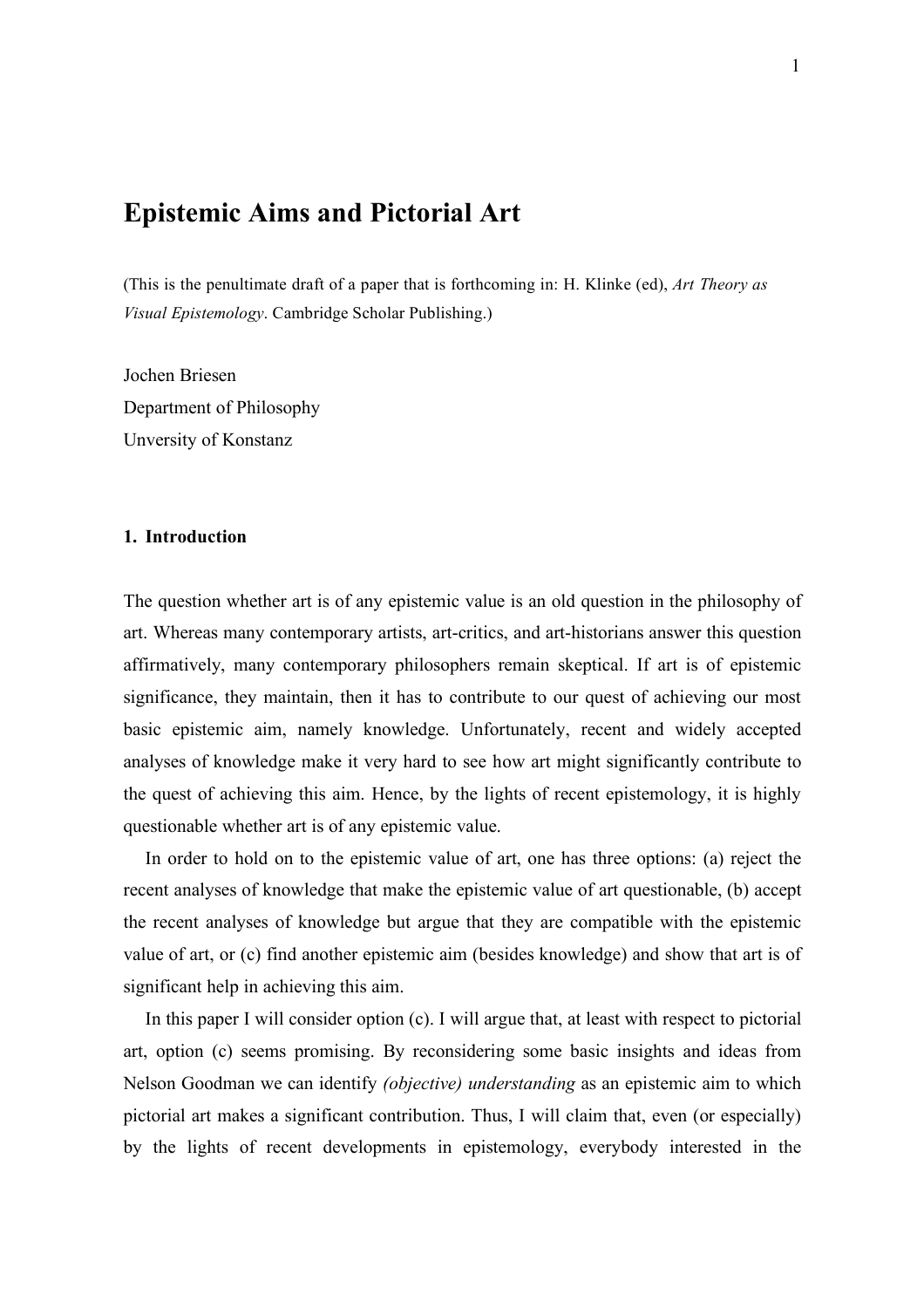# Epistemic Aims and Pictorial Art

(This is the penultimate draft of a paper that is forthcoming in: H. Klinke (ed), *Art Theory as Visual Epistemology*. Cambridge Scholar Publishing.)

Jochen Briesen
Department of Philosophy
Unversity of Konstanz

## 1. Introduction

The question whether art is of any epistemic value is an old question in the philosophy of art. Whereas many contemporary artists, art-critics, and art-historians answer this question affirmatively, many contemporary philosophers remain skeptical. If art is of epistemic significance, they maintain, then it has to contribute to our quest of achieving our most basic epistemic aim, namely knowledge. Unfortunately, recent and widely accepted analyses of knowledge make it very hard to see how art might significantly contribute to the quest of achieving this aim. Hence, by the lights of recent epistemology, it is highly questionable whether art is of any epistemic value.

In order to hold on to the epistemic value of art, one has three options: (a) reject the recent analyses of knowledge that make the epistemic value of art questionable, (b) accept the recent analyses of knowledge but argue that they are compatible with the epistemic value of art, or (c) find another epistemic aim (besides knowledge) and show that art is of significant help in achieving this aim.

In this paper I will consider option (c). I will argue that, at least with respect to pictorial art, option (c) seems promising. By reconsidering some basic insights and ideas from Nelson Goodman we can identify *(objective) understanding* as an epistemic aim to which pictorial art makes a significant contribution. Thus, I will claim that, even (or especially) by the lights of recent developments in epistemology, everybody interested in the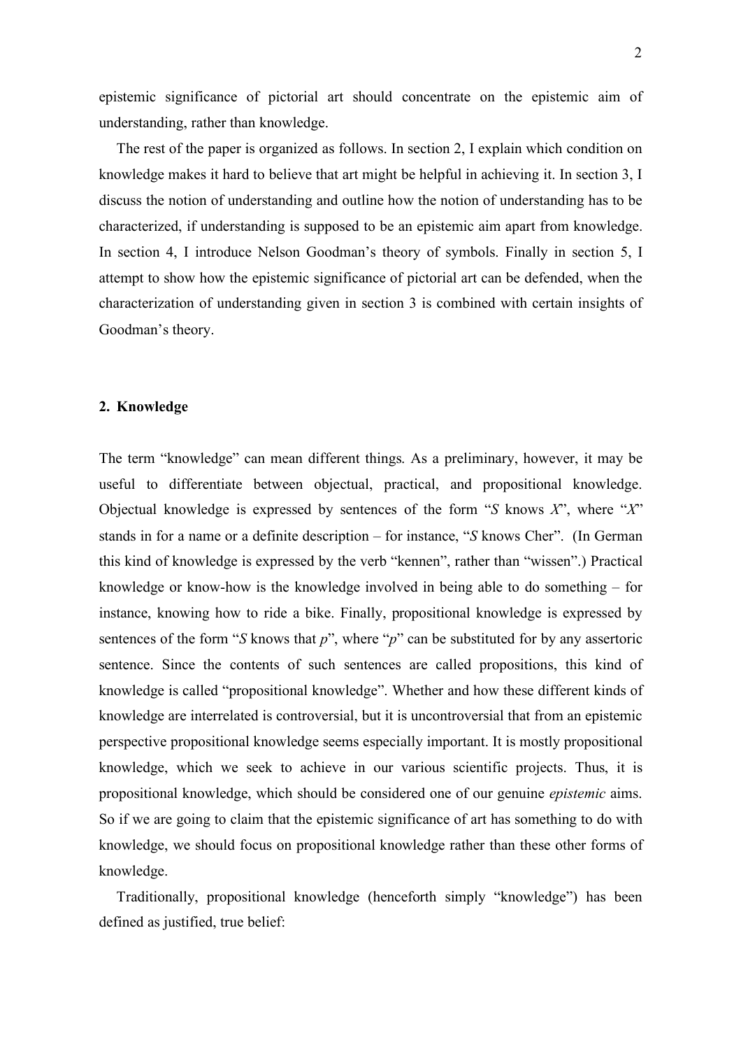epistemic significance of pictorial art should concentrate on the epistemic aim of understanding, rather than knowledge.

The rest of the paper is organized as follows. In section 2, I explain which condition on knowledge makes it hard to believe that art might be helpful in achieving it. In section 3, I discuss the notion of understanding and outline how the notion of understanding has to be characterized, if understanding is supposed to be an epistemic aim apart from knowledge. In section 4, I introduce Nelson Goodman's theory of symbols. Finally in section 5, I attempt to show how the epistemic significance of pictorial art can be defended, when the characterization of understanding given in section 3 is combined with certain insights of Goodman's theory.

## 2. Knowledge

The term "knowledge" can mean different things. As a preliminary, however, it may be useful to differentiate between objectual, practical, and propositional knowledge. Objectual knowledge is expressed by sentences of the form "*S* knows *X*", where "*X*" stands in for a name or a definite description – for instance, "*S* knows Cher". (In German this kind of knowledge is expressed by the verb "kennen", rather than "wissen".) Practical knowledge or know-how is the knowledge involved in being able to do something – for instance, knowing how to ride a bike. Finally, propositional knowledge is expressed by sentences of the form "*S* knows that *p*", where "*p*" can be substituted for by any assertoric sentence. Since the contents of such sentences are called propositions, this kind of knowledge is called "propositional knowledge". Whether and how these different kinds of knowledge are interrelated is controversial, but it is uncontroversial that from an epistemic perspective propositional knowledge seems especially important. It is mostly propositional knowledge, which we seek to achieve in our various scientific projects. Thus, it is propositional knowledge, which should be considered one of our genuine *epistemic* aims. So if we are going to claim that the epistemic significance of art has something to do with knowledge, we should focus on propositional knowledge rather than these other forms of knowledge.

Traditionally, propositional knowledge (henceforth simply "knowledge") has been defined as justified, true belief: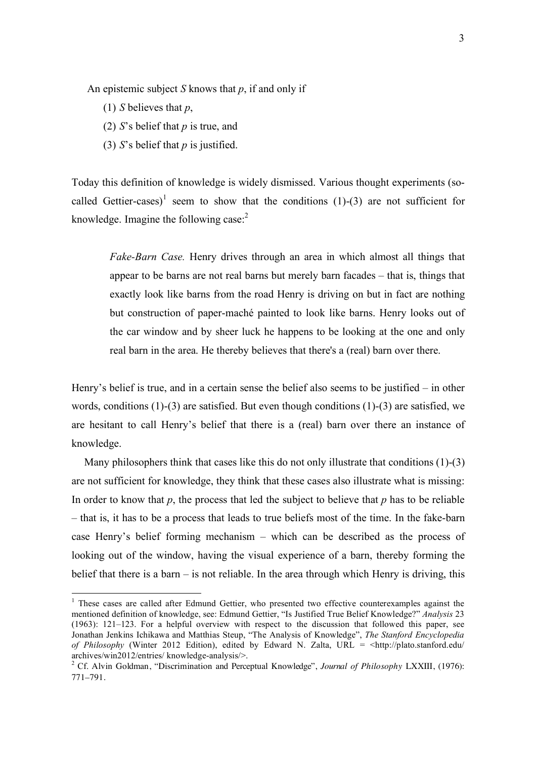An epistemic subject *S* knows that *p*, if and only if

(1) *S* believes that *p*,

(2) *S*'s belief that *p* is true, and

(3) *S*'s belief that *p* is justified.

Today this definition of knowledge is widely dismissed. Various thought experiments (so-called Gettier-cases)[1] seem to show that the conditions (1)-(3) are not sufficient for knowledge. Imagine the following case:[2]

> *Fake-Barn Case.* Henry drives through an area in which almost all things that appear to be barns are not real barns but merely barn facades – that is, things that exactly look like barns from the road Henry is driving on but in fact are nothing but construction of paper-maché painted to look like barns. Henry looks out of the car window and by sheer luck he happens to be looking at the one and only real barn in the area. He thereby believes that there's a (real) barn over there.

Henry's belief is true, and in a certain sense the belief also seems to be justified – in other words, conditions (1)-(3) are satisfied. But even though conditions (1)-(3) are satisfied, we are hesitant to call Henry's belief that there is a (real) barn over there an instance of knowledge.

Many philosophers think that cases like this do not only illustrate that conditions (1)-(3) are not sufficient for knowledge, they think that these cases also illustrate what is missing: In order to know that *p*, the process that led the subject to believe that *p* has to be reliable – that is, it has to be a process that leads to true beliefs most of the time. In the fake-barn case Henry's belief forming mechanism – which can be described as the process of looking out of the window, having the visual experience of a barn, thereby forming the belief that there is a barn – is not reliable. In the area through which Henry is driving, this

---

[1] These cases are called after Edmund Gettier, who presented two effective counterexamples against the mentioned definition of knowledge, see: Edmund Gettier, "Is Justified True Belief Knowledge?" *Analysis* 23 (1963): 121–123. For a helpful overview with respect to the discussion that followed this paper, see Jonathan Jenkins Ichikawa and Matthias Steup, "The Analysis of Knowledge", *The Stanford Encyclopedia of Philosophy* (Winter 2012 Edition), edited by Edward N. Zalta, URL = <http://plato.stanford.edu/archives/win2012/entries/ knowledge-analysis/>.

[2] Cf. Alvin Goldman, "Discrimination and Perceptual Knowledge", *Journal of Philosophy* LXXIII, (1976): 771–791.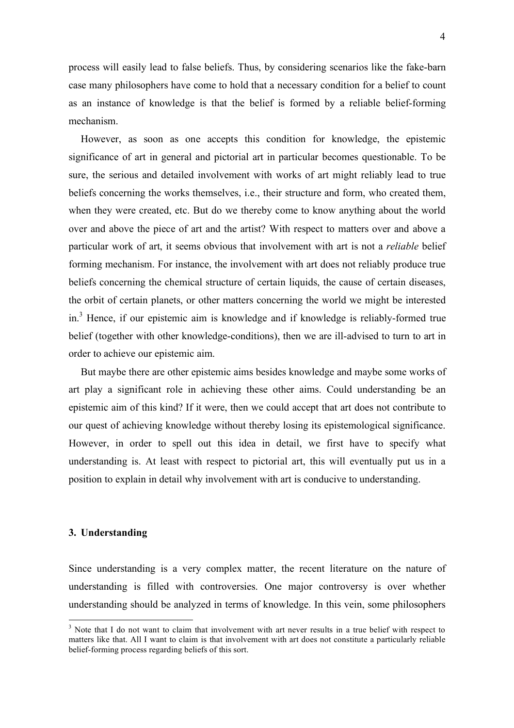process will easily lead to false beliefs. Thus, by considering scenarios like the fake-barn case many philosophers have come to hold that a necessary condition for a belief to count as an instance of knowledge is that the belief is formed by a reliable belief-forming mechanism.

However, as soon as one accepts this condition for knowledge, the epistemic significance of art in general and pictorial art in particular becomes questionable. To be sure, the serious and detailed involvement with works of art might reliably lead to true beliefs concerning the works themselves, i.e., their structure and form, who created them, when they were created, etc. But do we thereby come to know anything about the world over and above the piece of art and the artist? With respect to matters over and above a particular work of art, it seems obvious that involvement with art is not a *reliable* belief forming mechanism. For instance, the involvement with art does not reliably produce true beliefs concerning the chemical structure of certain liquids, the cause of certain diseases, the orbit of certain planets, or other matters concerning the world we might be interested in.[3] Hence, if our epistemic aim is knowledge and if knowledge is reliably-formed true belief (together with other knowledge-conditions), then we are ill-advised to turn to art in order to achieve our epistemic aim.

But maybe there are other epistemic aims besides knowledge and maybe some works of art play a significant role in achieving these other aims. Could understanding be an epistemic aim of this kind? If it were, then we could accept that art does not contribute to our quest of achieving knowledge without thereby losing its epistemological significance. However, in order to spell out this idea in detail, we first have to specify what understanding is. At least with respect to pictorial art, this will eventually put us in a position to explain in detail why involvement with art is conducive to understanding.

## 3. Understanding

Since understanding is a very complex matter, the recent literature on the nature of understanding is filled with controversies. One major controversy is over whether understanding should be analyzed in terms of knowledge. In this vein, some philosophers

[3] Note that I do not want to claim that involvement with art never results in a true belief with respect to matters like that. All I want to claim is that involvement with art does not constitute a particularly reliable belief-forming process regarding beliefs of this sort.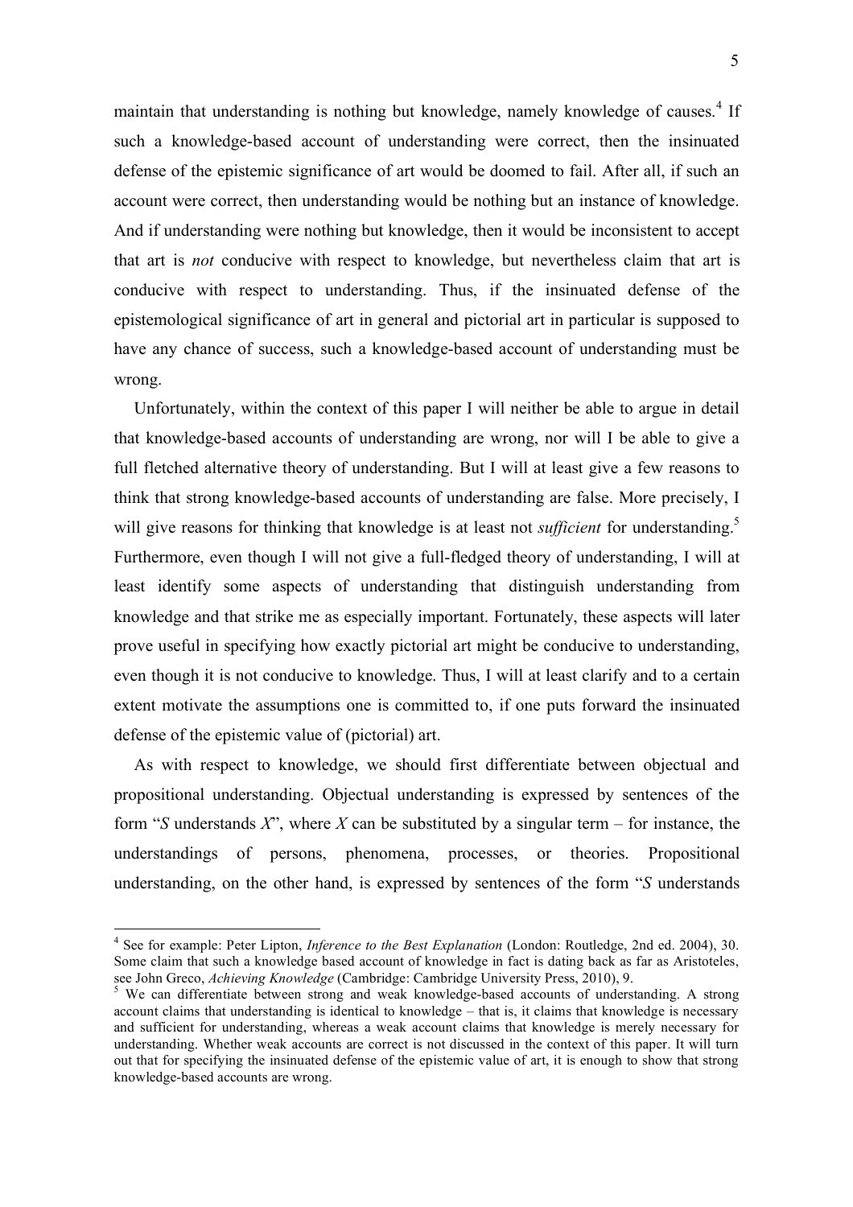maintain that understanding is nothing but knowledge, namely knowledge of causes.[4] If such a knowledge-based account of understanding were correct, then the insinuated defense of the epistemic significance of art would be doomed to fail. After all, if such an account were correct, then understanding would be nothing but an instance of knowledge. And if understanding were nothing but knowledge, then it would be inconsistent to accept that art is *not* conducive with respect to knowledge, but nevertheless claim that art is conducive with respect to understanding. Thus, if the insinuated defense of the epistemological significance of art in general and pictorial art in particular is supposed to have any chance of success, such a knowledge-based account of understanding must be wrong.

Unfortunately, within the context of this paper I will neither be able to argue in detail that knowledge-based accounts of understanding are wrong, nor will I be able to give a full fletched alternative theory of understanding. But I will at least give a few reasons to think that strong knowledge-based accounts of understanding are false. More precisely, I will give reasons for thinking that knowledge is at least not *sufficient* for understanding.[5] Furthermore, even though I will not give a full-fledged theory of understanding, I will at least identify some aspects of understanding that distinguish understanding from knowledge and that strike me as especially important. Fortunately, these aspects will later prove useful in specifying how exactly pictorial art might be conducive to understanding, even though it is not conducive to knowledge. Thus, I will at least clarify and to a certain extent motivate the assumptions one is committed to, if one puts forward the insinuated defense of the epistemic value of (pictorial) art.

As with respect to knowledge, we should first differentiate between objectual and propositional understanding. Objectual understanding is expressed by sentences of the form "*S* understands *X*", where *X* can be substituted by a singular term – for instance, the understandings of persons, phenomena, processes, or theories. Propositional understanding, on the other hand, is expressed by sentences of the form "*S* understands

---

[4] See for example: Peter Lipton, *Inference to the Best Explanation* (London: Routledge, 2nd ed. 2004), 30. Some claim that such a knowledge based account of knowledge in fact is dating back as far as Aristoteles, see John Greco, *Achieving Knowledge* (Cambridge: Cambridge University Press, 2010), 9.

[5] We can differentiate between strong and weak knowledge-based accounts of understanding. A strong account claims that understanding is identical to knowledge – that is, it claims that knowledge is necessary and sufficient for understanding, whereas a weak account claims that knowledge is merely necessary for understanding. Whether weak accounts are correct is not discussed in the context of this paper. It will turn out that for specifying the insinuated defense of the epistemic value of art, it is enough to show that strong knowledge-based accounts are wrong.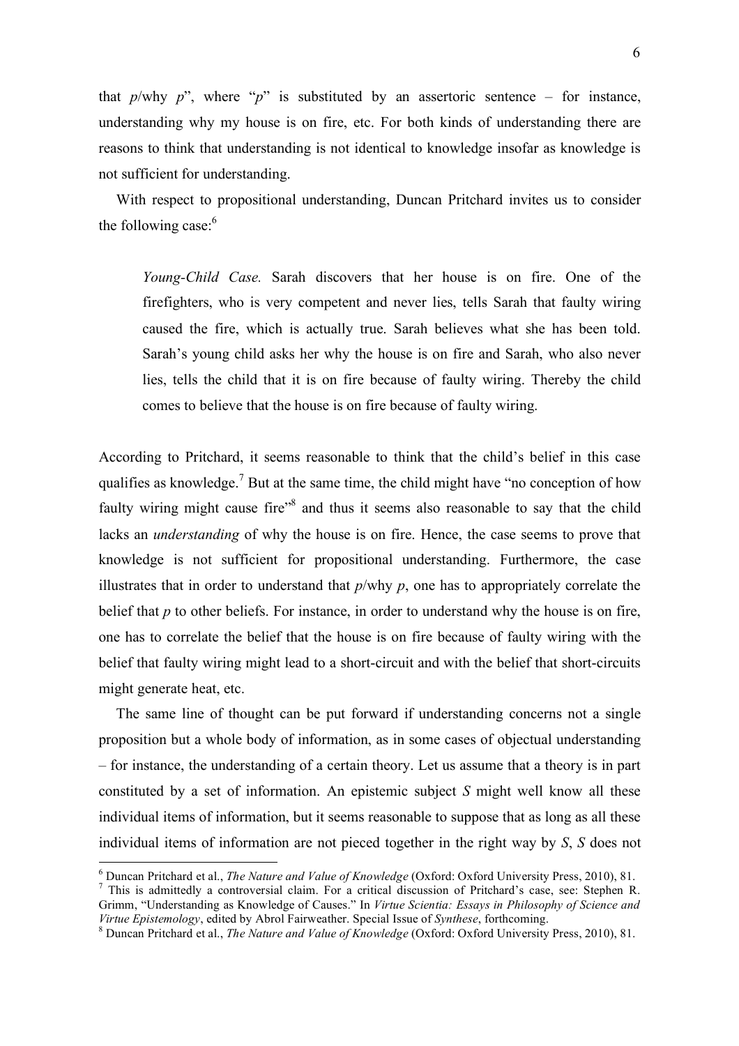that *p*/why *p*", where "*p*" is substituted by an assertoric sentence – for instance, understanding why my house is on fire, etc. For both kinds of understanding there are reasons to think that understanding is not identical to knowledge insofar as knowledge is not sufficient for understanding.

With respect to propositional understanding, Duncan Pritchard invites us to consider the following case:[6]

> *Young-Child Case.* Sarah discovers that her house is on fire. One of the firefighters, who is very competent and never lies, tells Sarah that faulty wiring caused the fire, which is actually true. Sarah believes what she has been told. Sarah's young child asks her why the house is on fire and Sarah, who also never lies, tells the child that it is on fire because of faulty wiring. Thereby the child comes to believe that the house is on fire because of faulty wiring.

According to Pritchard, it seems reasonable to think that the child's belief in this case qualifies as knowledge.[7] But at the same time, the child might have "no conception of how faulty wiring might cause fire"[8] and thus it seems also reasonable to say that the child lacks an *understanding* of why the house is on fire. Hence, the case seems to prove that knowledge is not sufficient for propositional understanding. Furthermore, the case illustrates that in order to understand that *p*/why *p*, one has to appropriately correlate the belief that *p* to other beliefs. For instance, in order to understand why the house is on fire, one has to correlate the belief that the house is on fire because of faulty wiring with the belief that faulty wiring might lead to a short-circuit and with the belief that short-circuits might generate heat, etc.

The same line of thought can be put forward if understanding concerns not a single proposition but a whole body of information, as in some cases of objectual understanding – for instance, the understanding of a certain theory. Let us assume that a theory is in part constituted by a set of information. An epistemic subject *S* might well know all these individual items of information, but it seems reasonable to suppose that as long as all these individual items of information are not pieced together in the right way by *S*, *S* does not

---

[6] Duncan Pritchard et al., *The Nature and Value of Knowledge* (Oxford: Oxford University Press, 2010), 81.

[7] This is admittedly a controversial claim. For a critical discussion of Pritchard's case, see: Stephen R. Grimm, "Understanding as Knowledge of Causes." In *Virtue Scientia: Essays in Philosophy of Science and Virtue Epistemology*, edited by Abrol Fairweather. Special Issue of *Synthese*, forthcoming.

[8] Duncan Pritchard et al., *The Nature and Value of Knowledge* (Oxford: Oxford University Press, 2010), 81.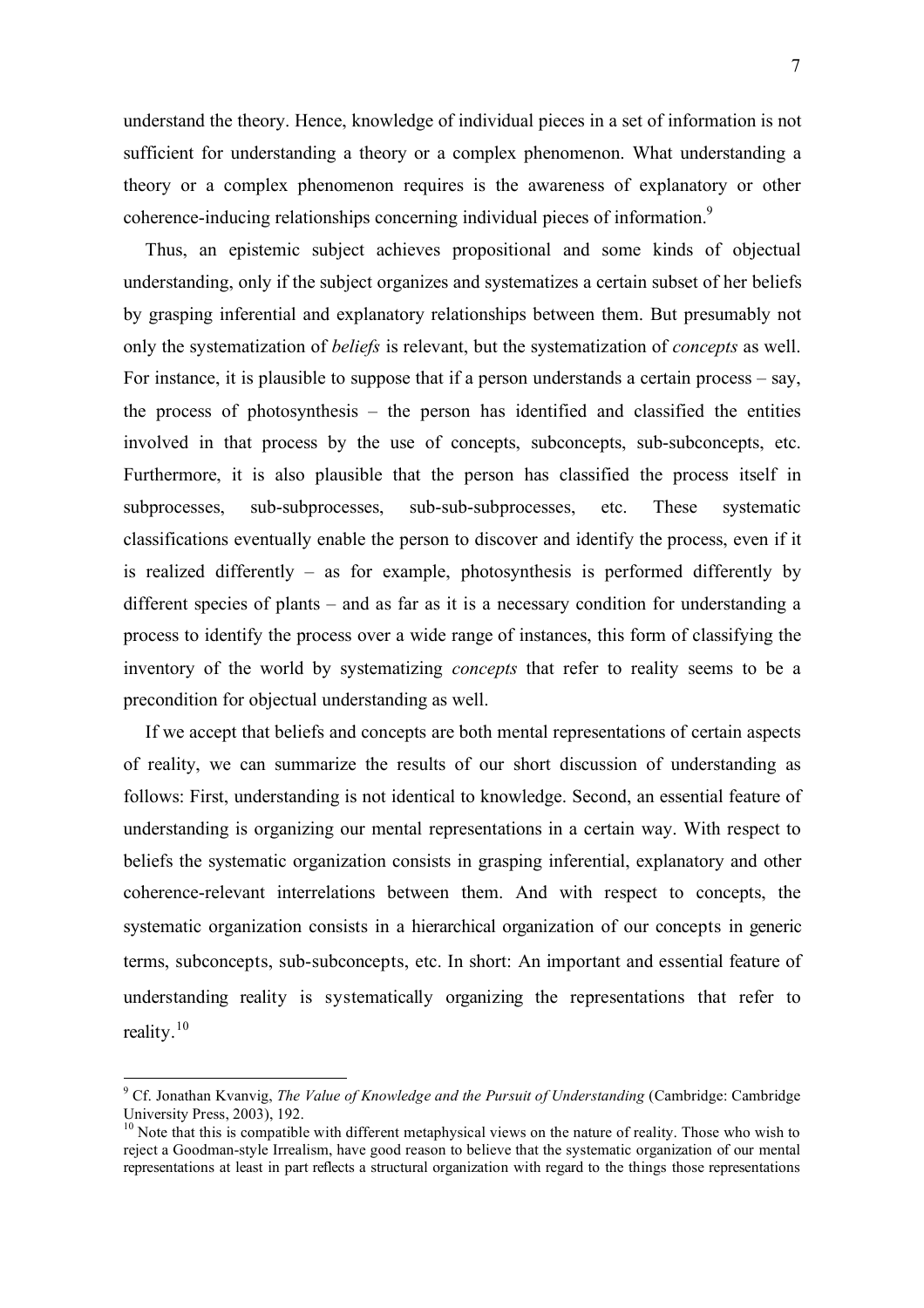understand the theory. Hence, knowledge of individual pieces in a set of information is not sufficient for understanding a theory or a complex phenomenon. What understanding a theory or a complex phenomenon requires is the awareness of explanatory or other coherence-inducing relationships concerning individual pieces of information.[9]

Thus, an epistemic subject achieves propositional and some kinds of objectual understanding, only if the subject organizes and systematizes a certain subset of her beliefs by grasping inferential and explanatory relationships between them. But presumably not only the systematization of *beliefs* is relevant, but the systematization of *concepts* as well. For instance, it is plausible to suppose that if a person understands a certain process – say, the process of photosynthesis – the person has identified and classified the entities involved in that process by the use of concepts, subconcepts, sub-subconcepts, etc. Furthermore, it is also plausible that the person has classified the process itself in subprocesses, sub-subprocesses, sub-sub-subprocesses, etc. These systematic classifications eventually enable the person to discover and identify the process, even if it is realized differently – as for example, photosynthesis is performed differently by different species of plants – and as far as it is a necessary condition for understanding a process to identify the process over a wide range of instances, this form of classifying the inventory of the world by systematizing *concepts* that refer to reality seems to be a precondition for objectual understanding as well.

If we accept that beliefs and concepts are both mental representations of certain aspects of reality, we can summarize the results of our short discussion of understanding as follows: First, understanding is not identical to knowledge. Second, an essential feature of understanding is organizing our mental representations in a certain way. With respect to beliefs the systematic organization consists in grasping inferential, explanatory and other coherence-relevant interrelations between them. And with respect to concepts, the systematic organization consists in a hierarchical organization of our concepts in generic terms, subconcepts, sub-subconcepts, etc. In short: An important and essential feature of understanding reality is systematically organizing the representations that refer to reality.[10]

---

[9] Cf. Jonathan Kvanvig, *The Value of Knowledge and the Pursuit of Understanding* (Cambridge: Cambridge University Press, 2003), 192.

[10] Note that this is compatible with different metaphysical views on the nature of reality. Those who wish to reject a Goodman-style Irrealism, have good reason to believe that the systematic organization of our mental representations at least in part reflects a structural organization with regard to the things those representations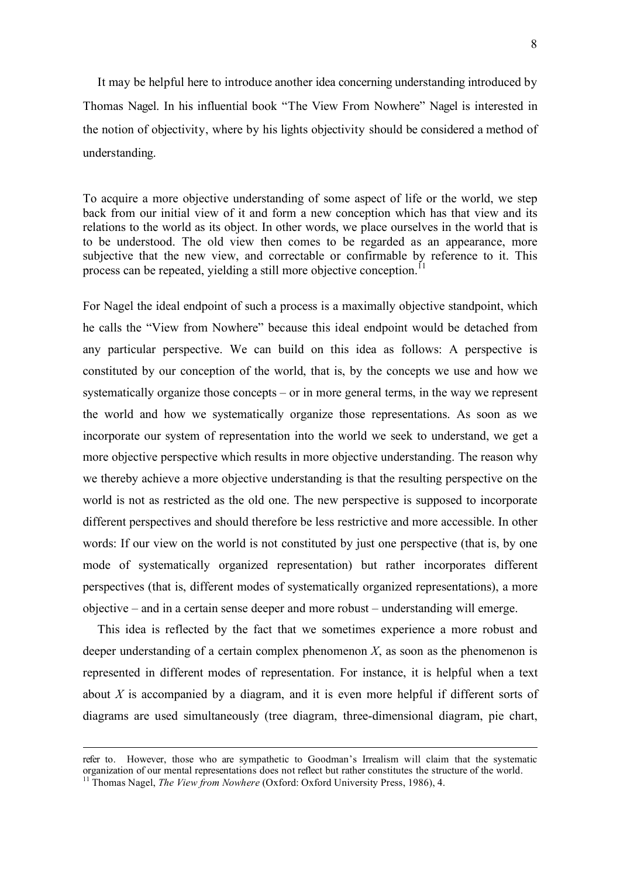It may be helpful here to introduce another idea concerning understanding introduced by Thomas Nagel. In his influential book "The View From Nowhere" Nagel is interested in the notion of objectivity, where by his lights objectivity should be considered a method of understanding.

> To acquire a more objective understanding of some aspect of life or the world, we step back from our initial view of it and form a new conception which has that view and its relations to the world as its object. In other words, we place ourselves in the world that is to be understood. The old view then comes to be regarded as an appearance, more subjective that the new view, and correctable or confirmable by reference to it. This process can be repeated, yielding a still more objective conception.[11]

For Nagel the ideal endpoint of such a process is a maximally objective standpoint, which he calls the "View from Nowhere" because this ideal endpoint would be detached from any particular perspective. We can build on this idea as follows: A perspective is constituted by our conception of the world, that is, by the concepts we use and how we systematically organize those concepts – or in more general terms, in the way we represent the world and how we systematically organize those representations. As soon as we incorporate our system of representation into the world we seek to understand, we get a more objective perspective which results in more objective understanding. The reason why we thereby achieve a more objective understanding is that the resulting perspective on the world is not as restricted as the old one. The new perspective is supposed to incorporate different perspectives and should therefore be less restrictive and more accessible. In other words: If our view on the world is not constituted by just one perspective (that is, by one mode of systematically organized representation) but rather incorporates different perspectives (that is, different modes of systematically organized representations), a more objective – and in a certain sense deeper and more robust – understanding will emerge.

This idea is reflected by the fact that we sometimes experience a more robust and deeper understanding of a certain complex phenomenon *X*, as soon as the phenomenon is represented in different modes of representation. For instance, it is helpful when a text about *X* is accompanied by a diagram, and it is even more helpful if different sorts of diagrams are used simultaneously (tree diagram, three-dimensional diagram, pie chart,

---

refer to. However, those who are sympathetic to Goodman's Irrealism will claim that the systematic organization of our mental representations does not reflect but rather constitutes the structure of the world.

[11] Thomas Nagel, *The View from Nowhere* (Oxford: Oxford University Press, 1986), 4.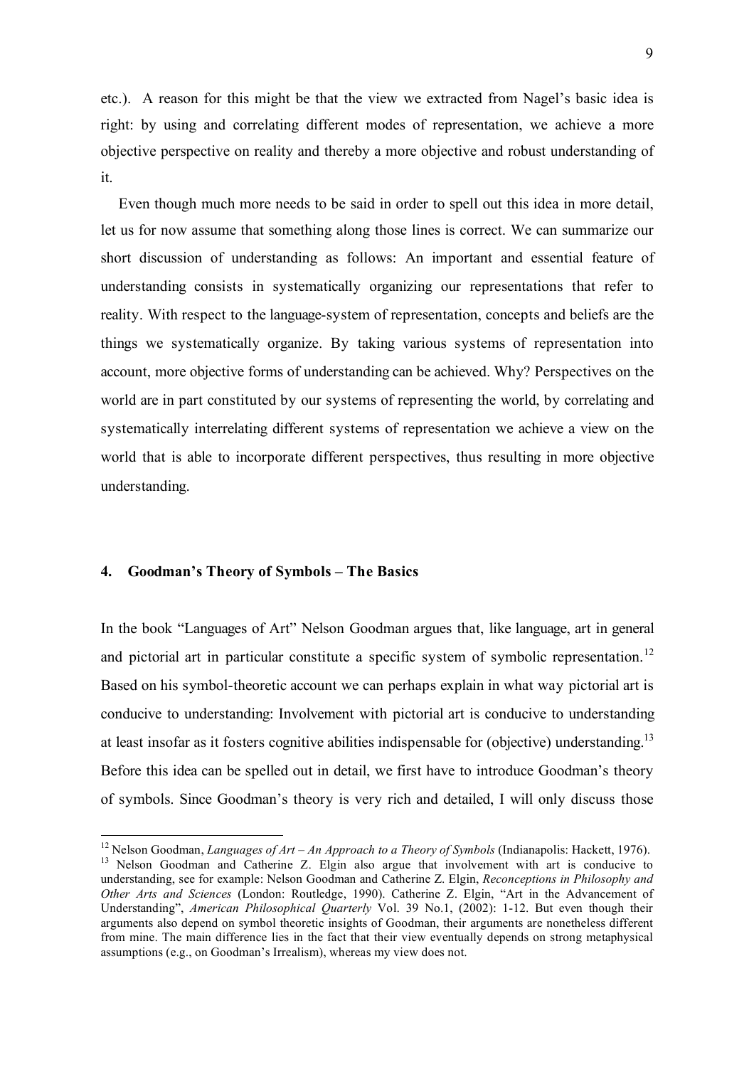etc.). A reason for this might be that the view we extracted from Nagel's basic idea is right: by using and correlating different modes of representation, we achieve a more objective perspective on reality and thereby a more objective and robust understanding of it.

Even though much more needs to be said in order to spell out this idea in more detail, let us for now assume that something along those lines is correct. We can summarize our short discussion of understanding as follows: An important and essential feature of understanding consists in systematically organizing our representations that refer to reality. With respect to the language-system of representation, concepts and beliefs are the things we systematically organize. By taking various systems of representation into account, more objective forms of understanding can be achieved. Why? Perspectives on the world are in part constituted by our systems of representing the world, by correlating and systematically interrelating different systems of representation we achieve a view on the world that is able to incorporate different perspectives, thus resulting in more objective understanding.

## 4. Goodman's Theory of Symbols – The Basics

In the book "Languages of Art" Nelson Goodman argues that, like language, art in general and pictorial art in particular constitute a specific system of symbolic representation.[12] Based on his symbol-theoretic account we can perhaps explain in what way pictorial art is conducive to understanding: Involvement with pictorial art is conducive to understanding at least insofar as it fosters cognitive abilities indispensable for (objective) understanding.[13] Before this idea can be spelled out in detail, we first have to introduce Goodman's theory of symbols. Since Goodman's theory is very rich and detailed, I will only discuss those

[12] Nelson Goodman, *Languages of Art – An Approach to a Theory of Symbols* (Indianapolis: Hackett, 1976).

[13] Nelson Goodman and Catherine Z. Elgin also argue that involvement with art is conducive to understanding, see for example: Nelson Goodman and Catherine Z. Elgin, *Reconceptions in Philosophy and Other Arts and Sciences* (London: Routledge, 1990). Catherine Z. Elgin, "Art in the Advancement of Understanding", *American Philosophical Quarterly* Vol. 39 No.1, (2002): 1-12. But even though their arguments also depend on symbol theoretic insights of Goodman, their arguments are nonetheless different from mine. The main difference lies in the fact that their view eventually depends on strong metaphysical assumptions (e.g., on Goodman's Irrealism), whereas my view does not.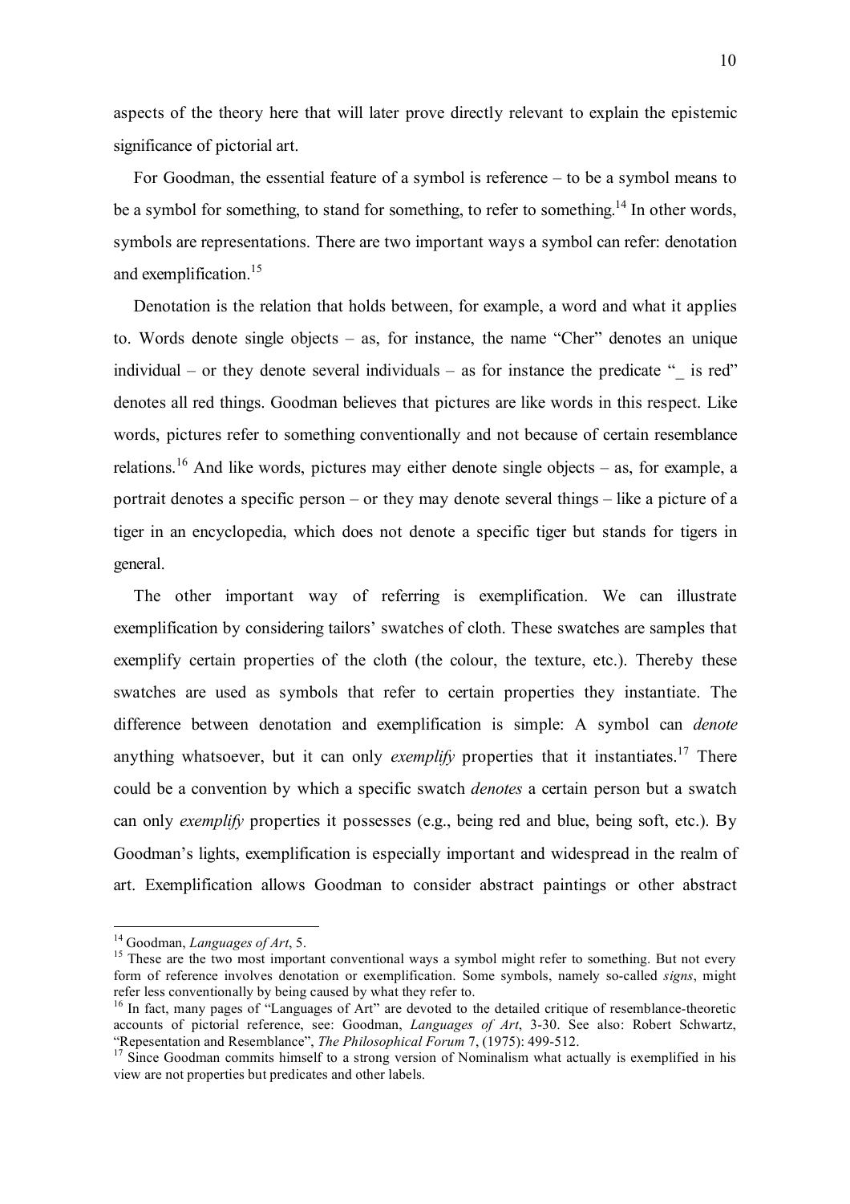aspects of the theory here that will later prove directly relevant to explain the epistemic significance of pictorial art.

For Goodman, the essential feature of a symbol is reference – to be a symbol means to be a symbol for something, to stand for something, to refer to something.[14] In other words, symbols are representations. There are two important ways a symbol can refer: denotation and exemplification.[15]

Denotation is the relation that holds between, for example, a word and what it applies to. Words denote single objects – as, for instance, the name "Cher" denotes an unique individual – or they denote several individuals – as for instance the predicate "_ is red" denotes all red things. Goodman believes that pictures are like words in this respect. Like words, pictures refer to something conventionally and not because of certain resemblance relations.[16] And like words, pictures may either denote single objects – as, for example, a portrait denotes a specific person – or they may denote several things – like a picture of a tiger in an encyclopedia, which does not denote a specific tiger but stands for tigers in general.

The other important way of referring is exemplification. We can illustrate exemplification by considering tailors' swatches of cloth. These swatches are samples that exemplify certain properties of the cloth (the colour, the texture, etc.). Thereby these swatches are used as symbols that refer to certain properties they instantiate. The difference between denotation and exemplification is simple: A symbol can *denote* anything whatsoever, but it can only *exemplify* properties that it instantiates.[17] There could be a convention by which a specific swatch *denotes* a certain person but a swatch can only *exemplify* properties it possesses (e.g., being red and blue, being soft, etc.). By Goodman's lights, exemplification is especially important and widespread in the realm of art. Exemplification allows Goodman to consider abstract paintings or other abstract

---

[14] Goodman, *Languages of Art*, 5.

[15] These are the two most important conventional ways a symbol might refer to something. But not every form of reference involves denotation or exemplification. Some symbols, namely so-called *signs*, might refer less conventionally by being caused by what they refer to.

[16] In fact, many pages of "Languages of Art" are devoted to the detailed critique of resemblance-theoretic accounts of pictorial reference, see: Goodman, *Languages of Art*, 3-30. See also: Robert Schwartz, "Repesentation and Resemblance", *The Philosophical Forum* 7, (1975): 499-512.

[17] Since Goodman commits himself to a strong version of Nominalism what actually is exemplified in his view are not properties but predicates and other labels.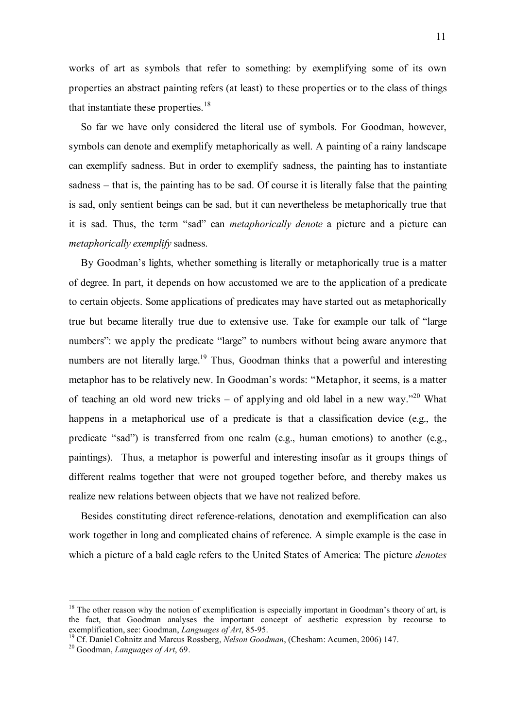works of art as symbols that refer to something: by exemplifying some of its own properties an abstract painting refers (at least) to these properties or to the class of things that instantiate these properties.[18]

So far we have only considered the literal use of symbols. For Goodman, however, symbols can denote and exemplify metaphorically as well. A painting of a rainy landscape can exemplify sadness. But in order to exemplify sadness, the painting has to instantiate sadness – that is, the painting has to be sad. Of course it is literally false that the painting is sad, only sentient beings can be sad, but it can nevertheless be metaphorically true that it is sad. Thus, the term "sad" can *metaphorically denote* a picture and a picture can *metaphorically exemplify* sadness.

By Goodman's lights, whether something is literally or metaphorically true is a matter of degree. In part, it depends on how accustomed we are to the application of a predicate to certain objects. Some applications of predicates may have started out as metaphorically true but became literally true due to extensive use. Take for example our talk of "large numbers": we apply the predicate "large" to numbers without being aware anymore that numbers are not literally large.[19] Thus, Goodman thinks that a powerful and interesting metaphor has to be relatively new. In Goodman's words: "Metaphor, it seems, is a matter of teaching an old word new tricks – of applying and old label in a new way."[20] What happens in a metaphorical use of a predicate is that a classification device (e.g., the predicate "sad") is transferred from one realm (e.g., human emotions) to another (e.g., paintings). Thus, a metaphor is powerful and interesting insofar as it groups things of different realms together that were not grouped together before, and thereby makes us realize new relations between objects that we have not realized before.

Besides constituting direct reference-relations, denotation and exemplification can also work together in long and complicated chains of reference. A simple example is the case in which a picture of a bald eagle refers to the United States of America: The picture *denotes*

---

[18] The other reason why the notion of exemplification is especially important in Goodman's theory of art, is the fact, that Goodman analyses the important concept of aesthetic expression by recourse to exemplification, see: Goodman, *Languages of Art*, 85-95.

[19] Cf. Daniel Cohnitz and Marcus Rossberg, *Nelson Goodman*, (Chesham: Acumen, 2006) 147.

[20] Goodman, *Languages of Art*, 69.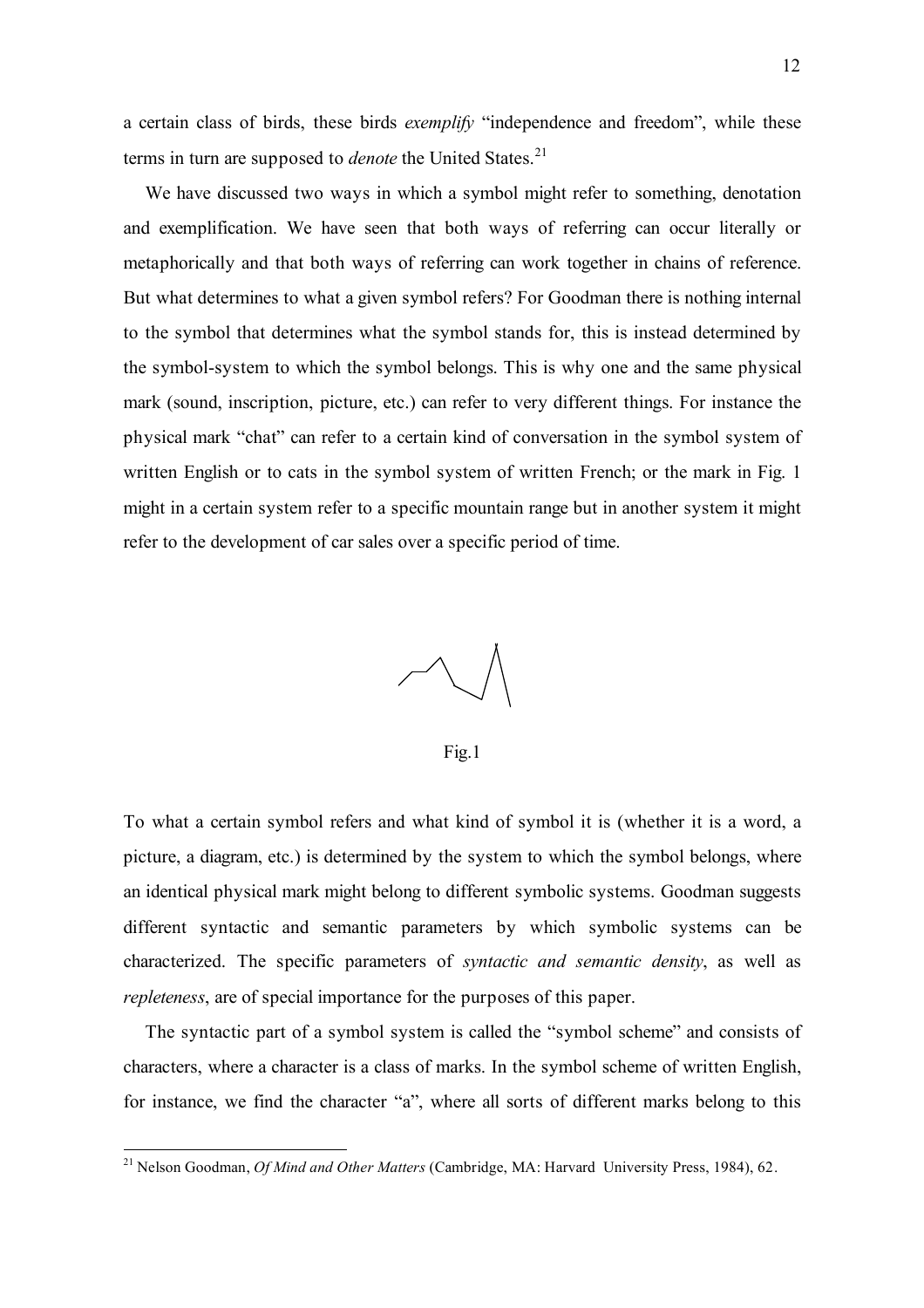a certain class of birds, these birds *exemplify* "independence and freedom", while these terms in turn are supposed to *denote* the United States.[21]

We have discussed two ways in which a symbol might refer to something, denotation and exemplification. We have seen that both ways of referring can occur literally or metaphorically and that both ways of referring can work together in chains of reference. But what determines to what a given symbol refers? For Goodman there is nothing internal to the symbol that determines what the symbol stands for, this is instead determined by the symbol-system to which the symbol belongs. This is why one and the same physical mark (sound, inscription, picture, etc.) can refer to very different things. For instance the physical mark "chat" can refer to a certain kind of conversation in the symbol system of written English or to cats in the symbol system of written French; or the mark in Fig. 1 might in a certain system refer to a specific mountain range but in another system it might refer to the development of car sales over a specific period of time.

Fig.1

To what a certain symbol refers and what kind of symbol it is (whether it is a word, a picture, a diagram, etc.) is determined by the system to which the symbol belongs, where an identical physical mark might belong to different symbolic systems. Goodman suggests different syntactic and semantic parameters by which symbolic systems can be characterized. The specific parameters of *syntactic and semantic density*, as well as *repleteness*, are of special importance for the purposes of this paper.

The syntactic part of a symbol system is called the "symbol scheme" and consists of characters, where a character is a class of marks. In the symbol scheme of written English, for instance, we find the character "a", where all sorts of different marks belong to this

[21] Nelson Goodman, *Of Mind and Other Matters* (Cambridge, MA: Harvard University Press, 1984), 62.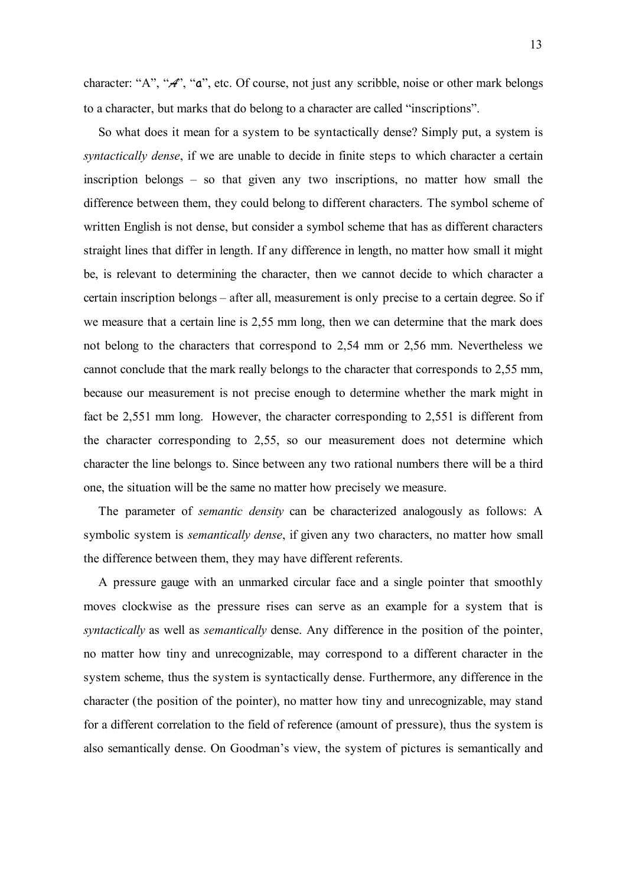character: "A", "𝒜", "a", etc. Of course, not just any scribble, noise or other mark belongs to a character, but marks that do belong to a character are called "inscriptions".

So what does it mean for a system to be syntactically dense? Simply put, a system is *syntactically dense*, if we are unable to decide in finite steps to which character a certain inscription belongs – so that given any two inscriptions, no matter how small the difference between them, they could belong to different characters. The symbol scheme of written English is not dense, but consider a symbol scheme that has as different characters straight lines that differ in length. If any difference in length, no matter how small it might be, is relevant to determining the character, then we cannot decide to which character a certain inscription belongs – after all, measurement is only precise to a certain degree. So if we measure that a certain line is 2,55 mm long, then we can determine that the mark does not belong to the characters that correspond to 2,54 mm or 2,56 mm. Nevertheless we cannot conclude that the mark really belongs to the character that corresponds to 2,55 mm, because our measurement is not precise enough to determine whether the mark might in fact be 2,551 mm long. However, the character corresponding to 2,551 is different from the character corresponding to 2,55, so our measurement does not determine which character the line belongs to. Since between any two rational numbers there will be a third one, the situation will be the same no matter how precisely we measure.

The parameter of *semantic density* can be characterized analogously as follows: A symbolic system is *semantically dense*, if given any two characters, no matter how small the difference between them, they may have different referents.

A pressure gauge with an unmarked circular face and a single pointer that smoothly moves clockwise as the pressure rises can serve as an example for a system that is *syntactically* as well as *semantically* dense. Any difference in the position of the pointer, no matter how tiny and unrecognizable, may correspond to a different character in the system scheme, thus the system is syntactically dense. Furthermore, any difference in the character (the position of the pointer), no matter how tiny and unrecognizable, may stand for a different correlation to the field of reference (amount of pressure), thus the system is also semantically dense. On Goodman's view, the system of pictures is semantically and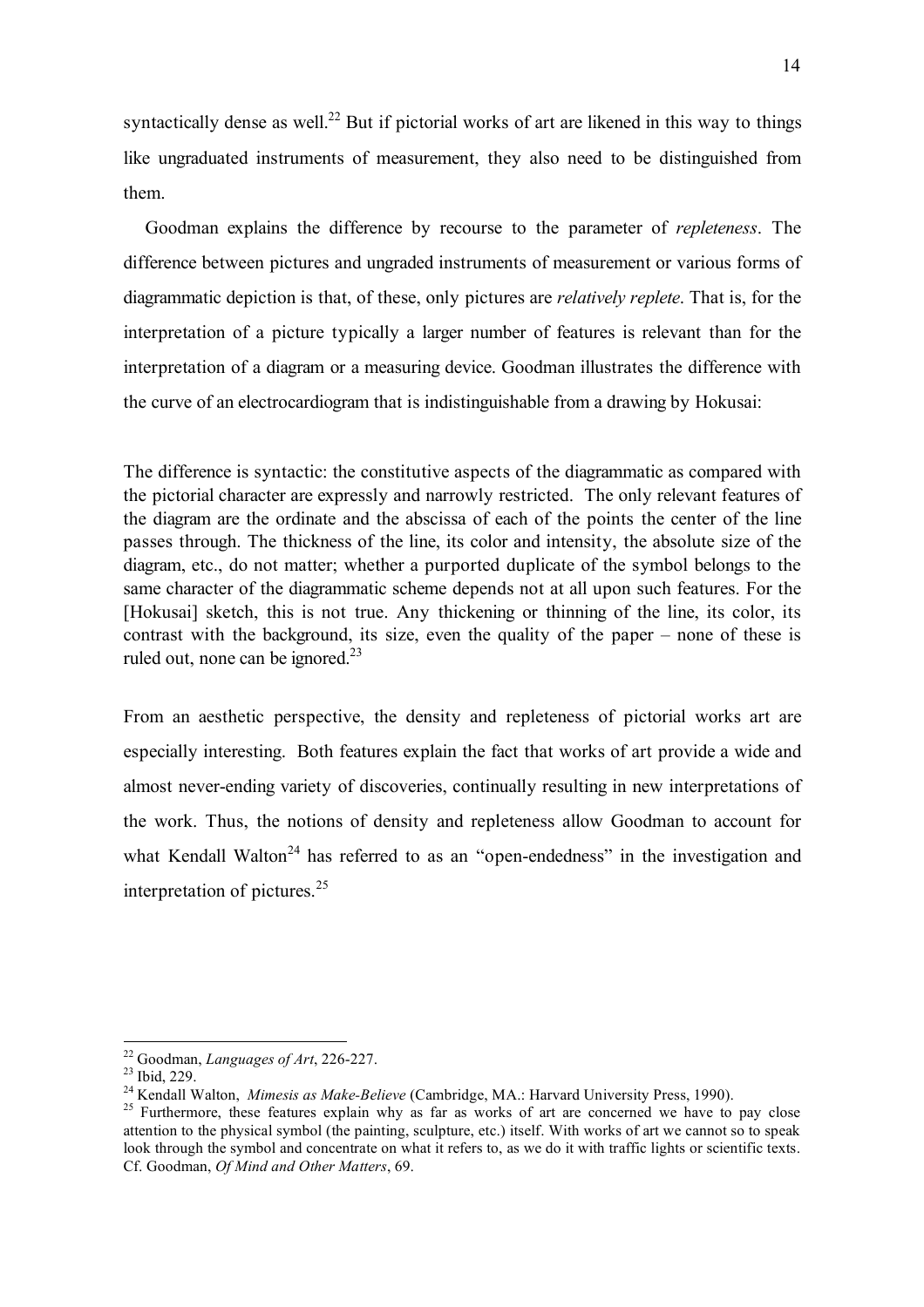syntactically dense as well.[22] But if pictorial works of art are likened in this way to things like ungraduated instruments of measurement, they also need to be distinguished from them.

Goodman explains the difference by recourse to the parameter of *repleteness*. The difference between pictures and ungraded instruments of measurement or various forms of diagrammatic depiction is that, of these, only pictures are *relatively replete*. That is, for the interpretation of a picture typically a larger number of features is relevant than for the interpretation of a diagram or a measuring device. Goodman illustrates the difference with the curve of an electrocardiogram that is indistinguishable from a drawing by Hokusai:

> The difference is syntactic: the constitutive aspects of the diagrammatic as compared with the pictorial character are expressly and narrowly restricted. The only relevant features of the diagram are the ordinate and the abscissa of each of the points the center of the line passes through. The thickness of the line, its color and intensity, the absolute size of the diagram, etc., do not matter; whether a purported duplicate of the symbol belongs to the same character of the diagrammatic scheme depends not at all upon such features. For the [Hokusai] sketch, this is not true. Any thickening or thinning of the line, its color, its contrast with the background, its size, even the quality of the paper – none of these is ruled out, none can be ignored.[23]

From an aesthetic perspective, the density and repleteness of pictorial works art are especially interesting. Both features explain the fact that works of art provide a wide and almost never-ending variety of discoveries, continually resulting in new interpretations of the work. Thus, the notions of density and repleteness allow Goodman to account for what Kendall Walton[24] has referred to as an "open-endedness" in the investigation and interpretation of pictures.[25]

---

[22] Goodman, *Languages of Art*, 226-227.

[23] Ibid, 229.

[24] Kendall Walton, *Mimesis as Make-Believe* (Cambridge, MA.: Harvard University Press, 1990).

[25] Furthermore, these features explain why as far as works of art are concerned we have to pay close attention to the physical symbol (the painting, sculpture, etc.) itself. With works of art we cannot so to speak look through the symbol and concentrate on what it refers to, as we do it with traffic lights or scientific texts. Cf. Goodman, *Of Mind and Other Matters*, 69.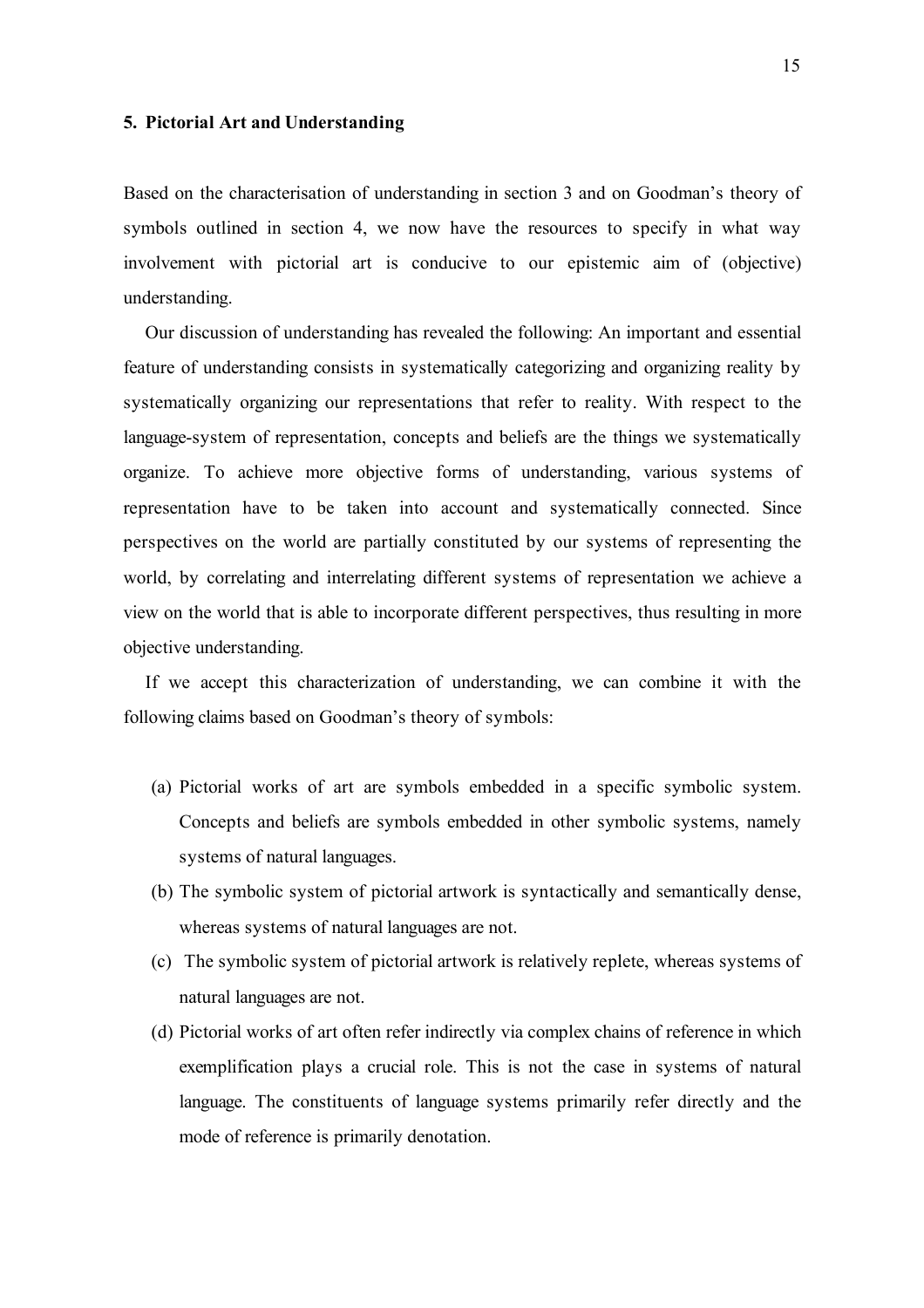## 5. Pictorial Art and Understanding

Based on the characterisation of understanding in section 3 and on Goodman's theory of symbols outlined in section 4, we now have the resources to specify in what way involvement with pictorial art is conducive to our epistemic aim of (objective) understanding.

Our discussion of understanding has revealed the following: An important and essential feature of understanding consists in systematically categorizing and organizing reality by systematically organizing our representations that refer to reality. With respect to the language-system of representation, concepts and beliefs are the things we systematically organize. To achieve more objective forms of understanding, various systems of representation have to be taken into account and systematically connected. Since perspectives on the world are partially constituted by our systems of representing the world, by correlating and interrelating different systems of representation we achieve a view on the world that is able to incorporate different perspectives, thus resulting in more objective understanding.

If we accept this characterization of understanding, we can combine it with the following claims based on Goodman's theory of symbols:

(a) Pictorial works of art are symbols embedded in a specific symbolic system. Concepts and beliefs are symbols embedded in other symbolic systems, namely systems of natural languages.

(b) The symbolic system of pictorial artwork is syntactically and semantically dense, whereas systems of natural languages are not.

(c) The symbolic system of pictorial artwork is relatively replete, whereas systems of natural languages are not.

(d) Pictorial works of art often refer indirectly via complex chains of reference in which exemplification plays a crucial role. This is not the case in systems of natural language. The constituents of language systems primarily refer directly and the mode of reference is primarily denotation.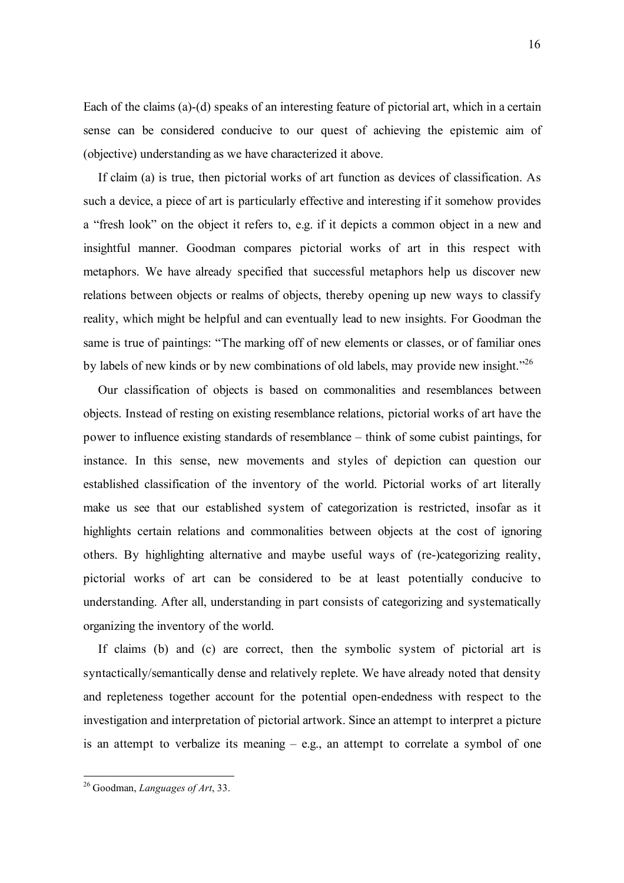Each of the claims (a)-(d) speaks of an interesting feature of pictorial art, which in a certain sense can be considered conducive to our quest of achieving the epistemic aim of (objective) understanding as we have characterized it above.

If claim (a) is true, then pictorial works of art function as devices of classification. As such a device, a piece of art is particularly effective and interesting if it somehow provides a "fresh look" on the object it refers to, e.g. if it depicts a common object in a new and insightful manner. Goodman compares pictorial works of art in this respect with metaphors. We have already specified that successful metaphors help us discover new relations between objects or realms of objects, thereby opening up new ways to classify reality, which might be helpful and can eventually lead to new insights. For Goodman the same is true of paintings: "The marking off of new elements or classes, or of familiar ones by labels of new kinds or by new combinations of old labels, may provide new insight."[26]

Our classification of objects is based on commonalities and resemblances between objects. Instead of resting on existing resemblance relations, pictorial works of art have the power to influence existing standards of resemblance – think of some cubist paintings, for instance. In this sense, new movements and styles of depiction can question our established classification of the inventory of the world. Pictorial works of art literally make us see that our established system of categorization is restricted, insofar as it highlights certain relations and commonalities between objects at the cost of ignoring others. By highlighting alternative and maybe useful ways of (re-)categorizing reality, pictorial works of art can be considered to be at least potentially conducive to understanding. After all, understanding in part consists of categorizing and systematically organizing the inventory of the world.

If claims (b) and (c) are correct, then the symbolic system of pictorial art is syntactically/semantically dense and relatively replete. We have already noted that density and repleteness together account for the potential open-endedness with respect to the investigation and interpretation of pictorial artwork. Since an attempt to interpret a picture is an attempt to verbalize its meaning – e.g., an attempt to correlate a symbol of one

---

[26] Goodman, *Languages of Art*, 33.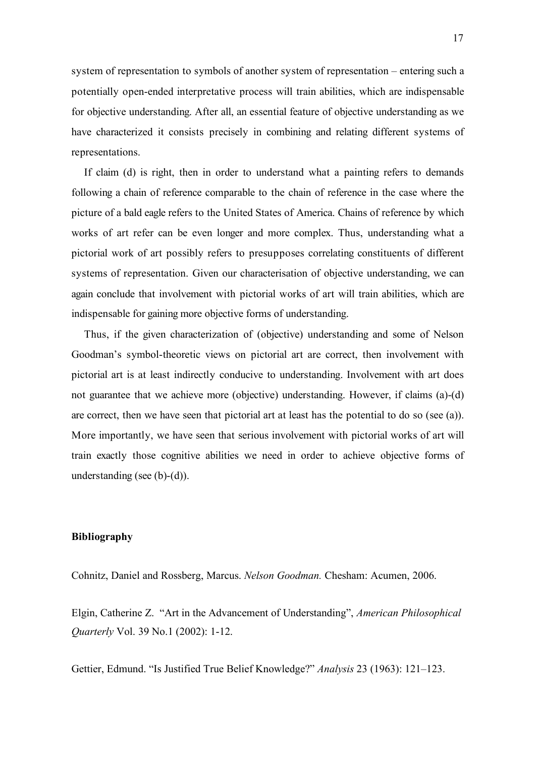system of representation to symbols of another system of representation – entering such a potentially open-ended interpretative process will train abilities, which are indispensable for objective understanding. After all, an essential feature of objective understanding as we have characterized it consists precisely in combining and relating different systems of representations.

If claim (d) is right, then in order to understand what a painting refers to demands following a chain of reference comparable to the chain of reference in the case where the picture of a bald eagle refers to the United States of America. Chains of reference by which works of art refer can be even longer and more complex. Thus, understanding what a pictorial work of art possibly refers to presupposes correlating constituents of different systems of representation. Given our characterisation of objective understanding, we can again conclude that involvement with pictorial works of art will train abilities, which are indispensable for gaining more objective forms of understanding.

Thus, if the given characterization of (objective) understanding and some of Nelson Goodman's symbol-theoretic views on pictorial art are correct, then involvement with pictorial art is at least indirectly conducive to understanding. Involvement with art does not guarantee that we achieve more (objective) understanding. However, if claims (a)-(d) are correct, then we have seen that pictorial art at least has the potential to do so (see (a)). More importantly, we have seen that serious involvement with pictorial works of art will train exactly those cognitive abilities we need in order to achieve objective forms of understanding (see (b)-(d)).

**Bibliography**

Cohnitz, Daniel and Rossberg, Marcus. *Nelson Goodman.* Chesham: Acumen, 2006.

Elgin, Catherine Z. "Art in the Advancement of Understanding", *American Philosophical Quarterly* Vol. 39 No.1 (2002): 1-12.

Gettier, Edmund. "Is Justified True Belief Knowledge?" *Analysis* 23 (1963): 121–123.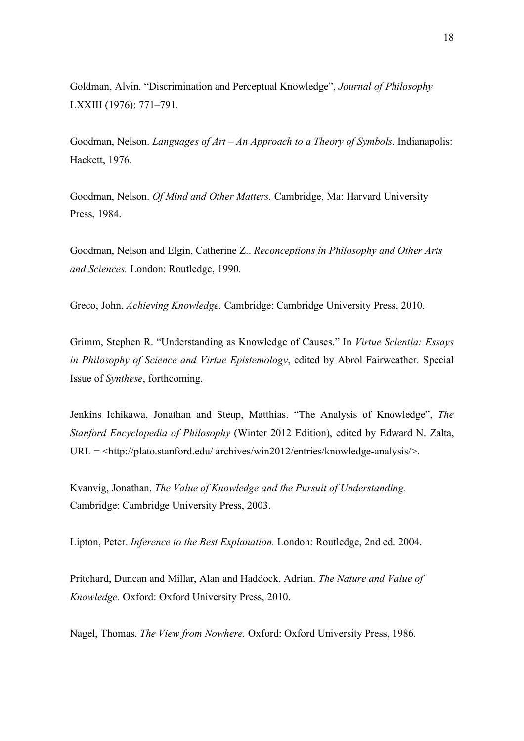Goldman, Alvin. "Discrimination and Perceptual Knowledge", *Journal of Philosophy* LXXIII (1976): 771–791.

Goodman, Nelson. *Languages of Art – An Approach to a Theory of Symbols*. Indianapolis: Hackett, 1976.

Goodman, Nelson. *Of Mind and Other Matters.* Cambridge, Ma: Harvard University Press, 1984.

Goodman, Nelson and Elgin, Catherine Z.. *Reconceptions in Philosophy and Other Arts and Sciences.* London: Routledge, 1990.

Greco, John. *Achieving Knowledge.* Cambridge: Cambridge University Press, 2010.

Grimm, Stephen R. "Understanding as Knowledge of Causes." In *Virtue Scientia: Essays in Philosophy of Science and Virtue Epistemology*, edited by Abrol Fairweather. Special Issue of *Synthese*, forthcoming.

Jenkins Ichikawa, Jonathan and Steup, Matthias. "The Analysis of Knowledge", *The Stanford Encyclopedia of Philosophy* (Winter 2012 Edition), edited by Edward N. Zalta, URL = <http://plato.stanford.edu/ archives/win2012/entries/knowledge-analysis/>.

Kvanvig, Jonathan. *The Value of Knowledge and the Pursuit of Understanding.* Cambridge: Cambridge University Press, 2003.

Lipton, Peter. *Inference to the Best Explanation.* London: Routledge, 2nd ed. 2004.

Pritchard, Duncan and Millar, Alan and Haddock, Adrian. *The Nature and Value of Knowledge.* Oxford: Oxford University Press, 2010.

Nagel, Thomas. *The View from Nowhere.* Oxford: Oxford University Press, 1986.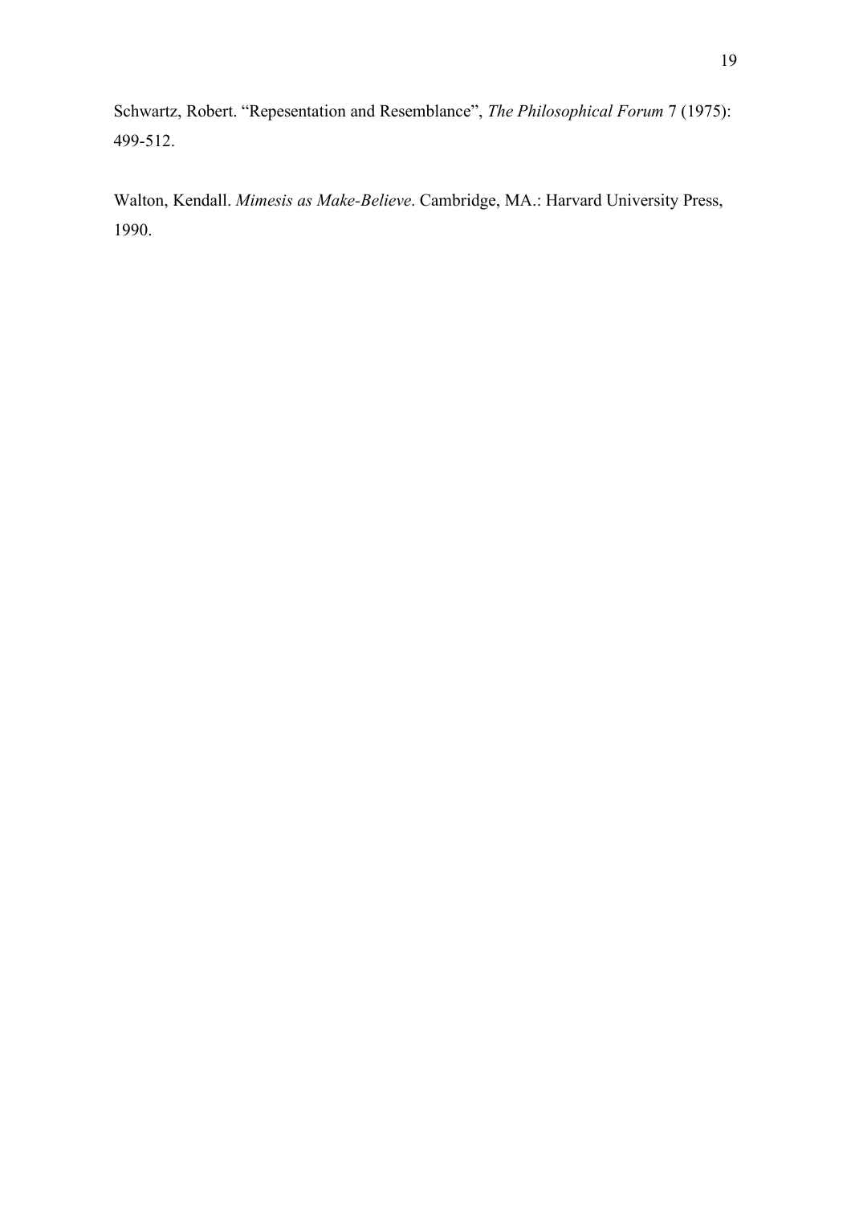Schwartz, Robert. “Repesentation and Resemblance”, *The Philosophical Forum* 7 (1975): 499-512.

Walton, Kendall. *Mimesis as Make-Believe*. Cambridge, MA.: Harvard University Press, 1990.